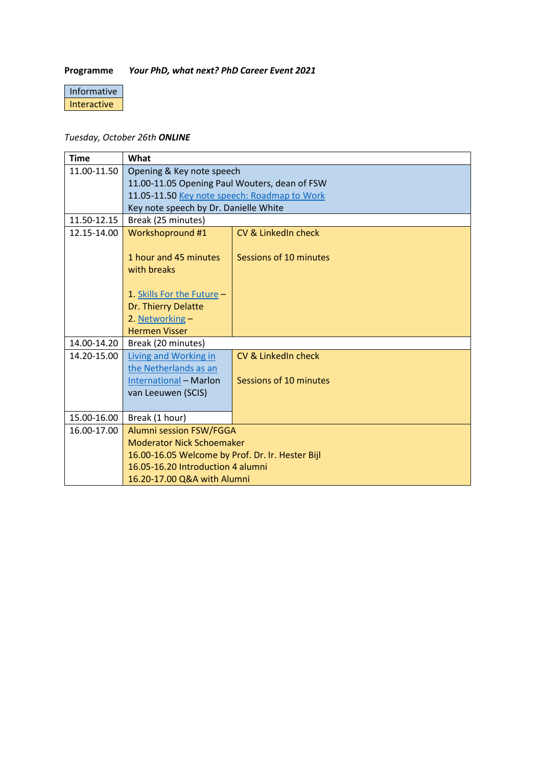**Programme** ***Your PhD, what next? PhD Career Event 2021***

| Informative |
|---|
| Interactive |

*Tuesday, October 26th* ***ONLINE***

| Time | What | |
|---|---|---|
| 11.00-11.50 | Opening & Key note speech<br>11.00-11.05 Opening Paul Wouters, dean of FSW<br>11.05-11.50 Key note speech: Roadmap to Work<br>Key note speech by Dr. Danielle White | |
| 11.50-12.15 | Break (25 minutes) | |
| 12.15-14.00 | Workshopround #1<br><br>1 hour and 45 minutes with breaks<br><br>1. Skills For the Future – Dr. Thierry Delatte<br>2. Networking – Hermen Visser | CV & LinkedIn check<br><br>Sessions of 10 minutes |
| 14.00-14.20 | Break (20 minutes) | |
| 14.20-15.00 | Living and Working in the Netherlands as an International – Marlon van Leeuwen (SCIS) | CV & LinkedIn check<br><br>Sessions of 10 minutes |
| 15.00-16.00 | Break (1 hour) | |
| 16.00-17.00 | Alumni session FSW/FGGA<br>Moderator Nick Schoemaker<br>16.00-16.05 Welcome by Prof. Dr. Ir. Hester Bijl<br>16.05-16.20 Introduction 4 alumni<br>16.20-17.00 Q&A with Alumni | |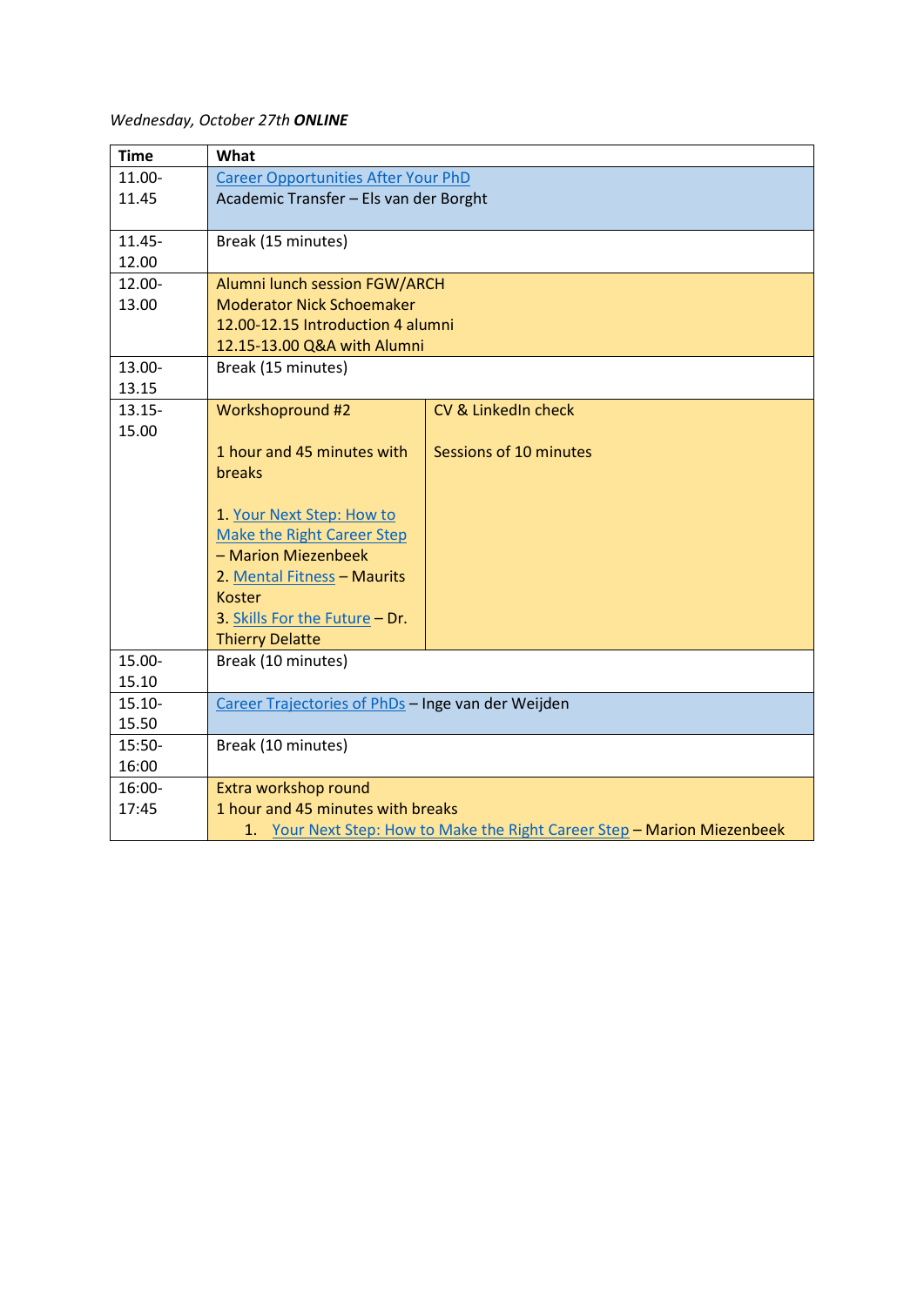*Wednesday, October 27th* ***ONLINE***

| Time | What | |
|---|---|---|
| 11.00-11.45 | Career Opportunities After Your PhD<br>Academic Transfer – Els van der Borght | |
| 11.45-12.00 | Break (15 minutes) | |
| 12.00-13.00 | Alumni lunch session FGW/ARCH<br>Moderator Nick Schoemaker<br>12.00-12.15 Introduction 4 alumni<br>12.15-13.00 Q&A with Alumni | |
| 13.00-13.15 | Break (15 minutes) | |
| 13.15-15.00 | Workshopround #2<br><br>1 hour and 45 minutes with breaks<br><br>1. Your Next Step: How to Make the Right Career Step – Marion Miezenbeek<br>2. Mental Fitness – Maurits Koster<br>3. Skills For the Future – Dr. Thierry Delatte | CV & LinkedIn check<br><br>Sessions of 10 minutes |
| 15.00-15.10 | Break (10 minutes) | |
| 15.10-15.50 | Career Trajectories of PhDs – Inge van der Weijden | |
| 15:50-16:00 | Break (10 minutes) | |
| 16:00-17:45 | Extra workshop round<br>1 hour and 45 minutes with breaks<br>1. Your Next Step: How to Make the Right Career Step – Marion Miezenbeek | |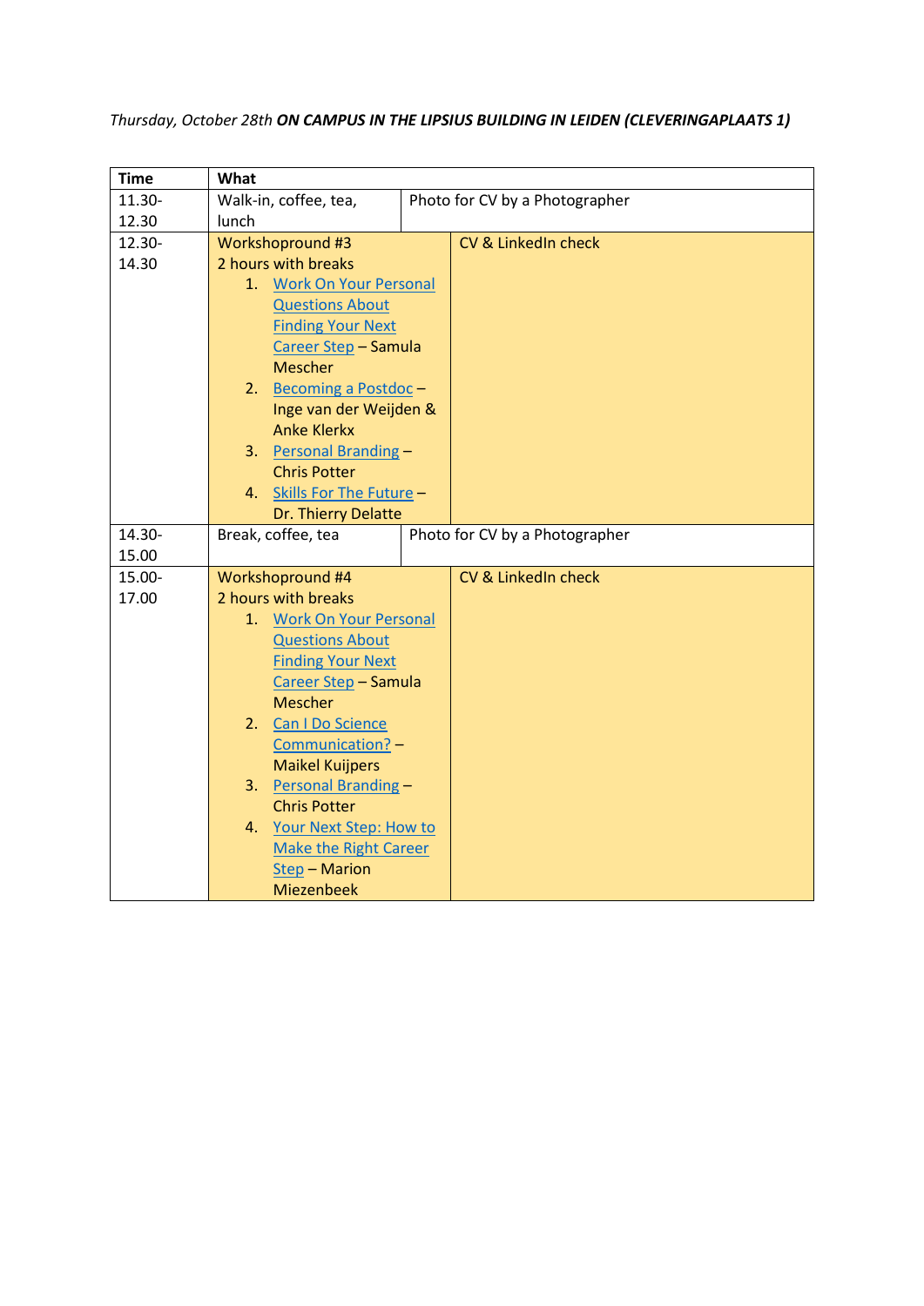*Thursday, October 28th* ***ON CAMPUS IN THE LIPSIUS BUILDING IN LEIDEN (CLEVERINGAPLAATS 1)***

| Time | What | |
|---|---|---|
| 11.30-12.30 | Walk-in, coffee, tea, lunch | Photo for CV by a Photographer |
| 12.30-14.30 | Workshopround #3<br>2 hours with breaks<br>1. Work On Your Personal Questions About Finding Your Next Career Step – Samula Mescher<br>2. Becoming a Postdoc – Inge van der Weijden & Anke Klerkx<br>3. Personal Branding – Chris Potter<br>4. Skills For The Future – Dr. Thierry Delatte | CV & LinkedIn check |
| 14.30-15.00 | Break, coffee, tea | Photo for CV by a Photographer |
| 15.00-17.00 | Workshopround #4<br>2 hours with breaks<br>1. Work On Your Personal Questions About Finding Your Next Career Step – Samula Mescher<br>2. Can I Do Science Communication? – Maikel Kuijpers<br>3. Personal Branding – Chris Potter<br>4. Your Next Step: How to Make the Right Career Step – Marion Miezenbeek | CV & LinkedIn check |